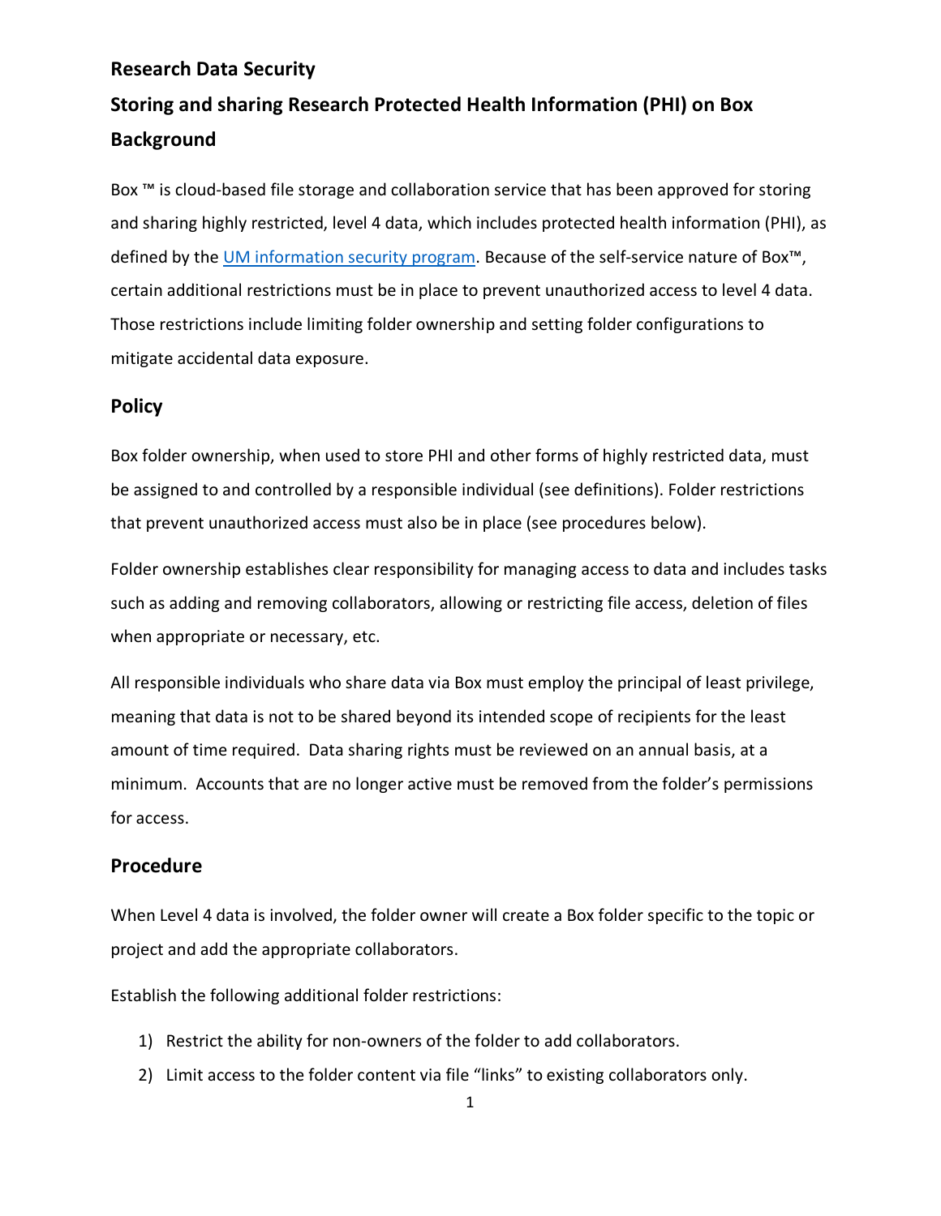## Research Data Security

## Storing and sharing Research Protected Health Information (PHI) on Box

## Background

Box ™ is cloud-based file storage and collaboration service that has been approved for storing and sharing highly restricted, level 4 data, which includes protected health information (PHI), as defined by the [UM information security program](). Because of the self-service nature of Box™, certain additional restrictions must be in place to prevent unauthorized access to level 4 data. Those restrictions include limiting folder ownership and setting folder configurations to mitigate accidental data exposure.

## Policy

Box folder ownership, when used to store PHI and other forms of highly restricted data, must be assigned to and controlled by a responsible individual (see definitions). Folder restrictions that prevent unauthorized access must also be in place (see procedures below).

Folder ownership establishes clear responsibility for managing access to data and includes tasks such as adding and removing collaborators, allowing or restricting file access, deletion of files when appropriate or necessary, etc.

All responsible individuals who share data via Box must employ the principal of least privilege, meaning that data is not to be shared beyond its intended scope of recipients for the least amount of time required. Data sharing rights must be reviewed on an annual basis, at a minimum. Accounts that are no longer active must be removed from the folder's permissions for access.

## Procedure

When Level 4 data is involved, the folder owner will create a Box folder specific to the topic or project and add the appropriate collaborators.

Establish the following additional folder restrictions:

1) Restrict the ability for non-owners of the folder to add collaborators.
2) Limit access to the folder content via file "links" to existing collaborators only.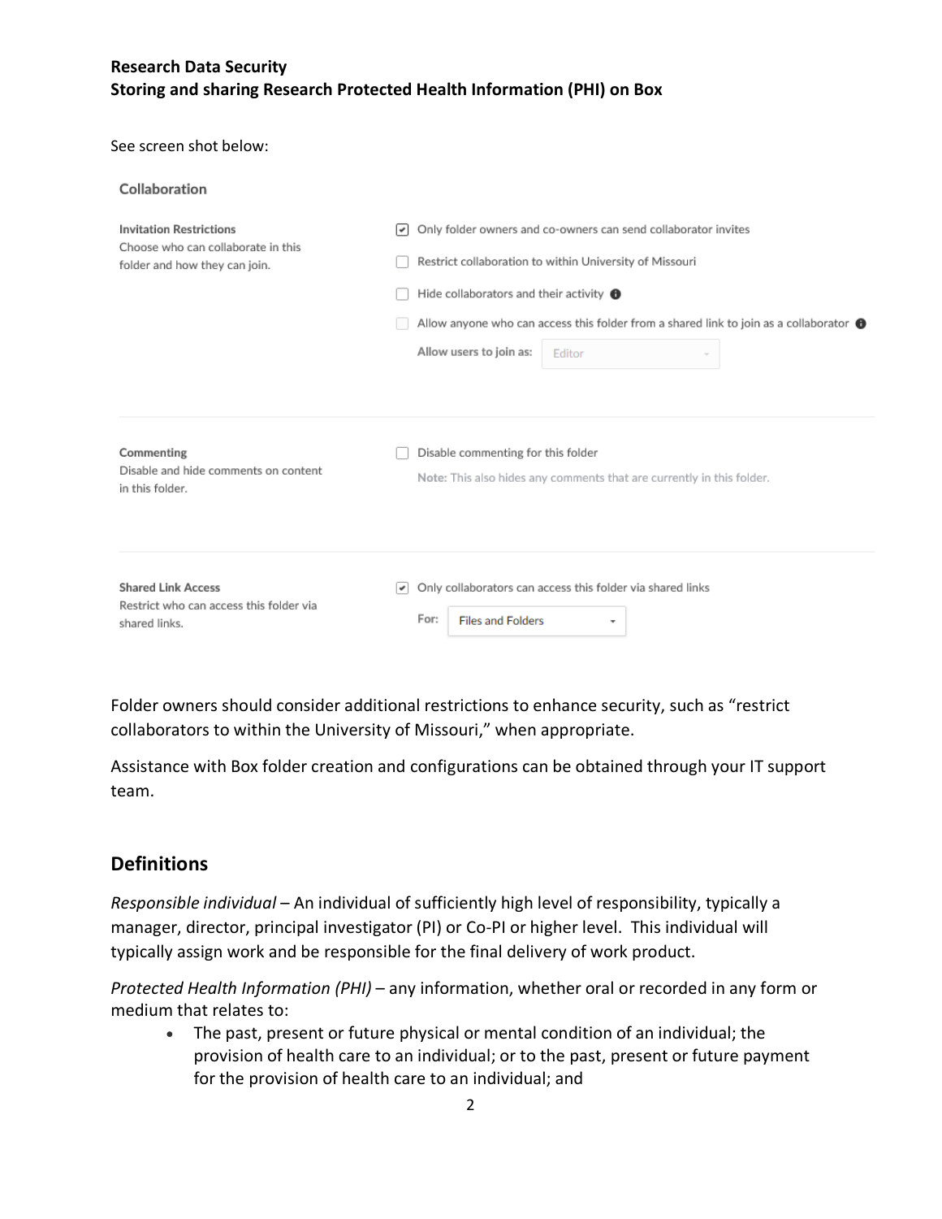See screen shot below:

**Collaboration**

**Invitation Restrictions**
Choose who can collaborate in this folder and how they can join.

- [x] Only folder owners and co-owners can send collaborator invites
- [ ] Restrict collaboration to within University of Missouri
- [ ] Hide collaborators and their activity
- [ ] Allow anyone who can access this folder from a shared link to join as a collaborator

Allow users to join as: Editor

**Commenting**
Disable and hide comments on content in this folder.

- [ ] Disable commenting for this folder

Note: This also hides any comments that are currently in this folder.

**Shared Link Access**
Restrict who can access this folder via shared links.

- [x] Only collaborators can access this folder via shared links

For: Files and Folders

Folder owners should consider additional restrictions to enhance security, such as "restrict collaborators to within the University of Missouri," when appropriate.

Assistance with Box folder creation and configurations can be obtained through your IT support team.

## Definitions

*Responsible individual* – An individual of sufficiently high level of responsibility, typically a manager, director, principal investigator (PI) or Co-PI or higher level. This individual will typically assign work and be responsible for the final delivery of work product.

*Protected Health Information (PHI)* – any information, whether oral or recorded in any form or medium that relates to:

- The past, present or future physical or mental condition of an individual; the provision of health care to an individual; or to the past, present or future payment for the provision of health care to an individual; and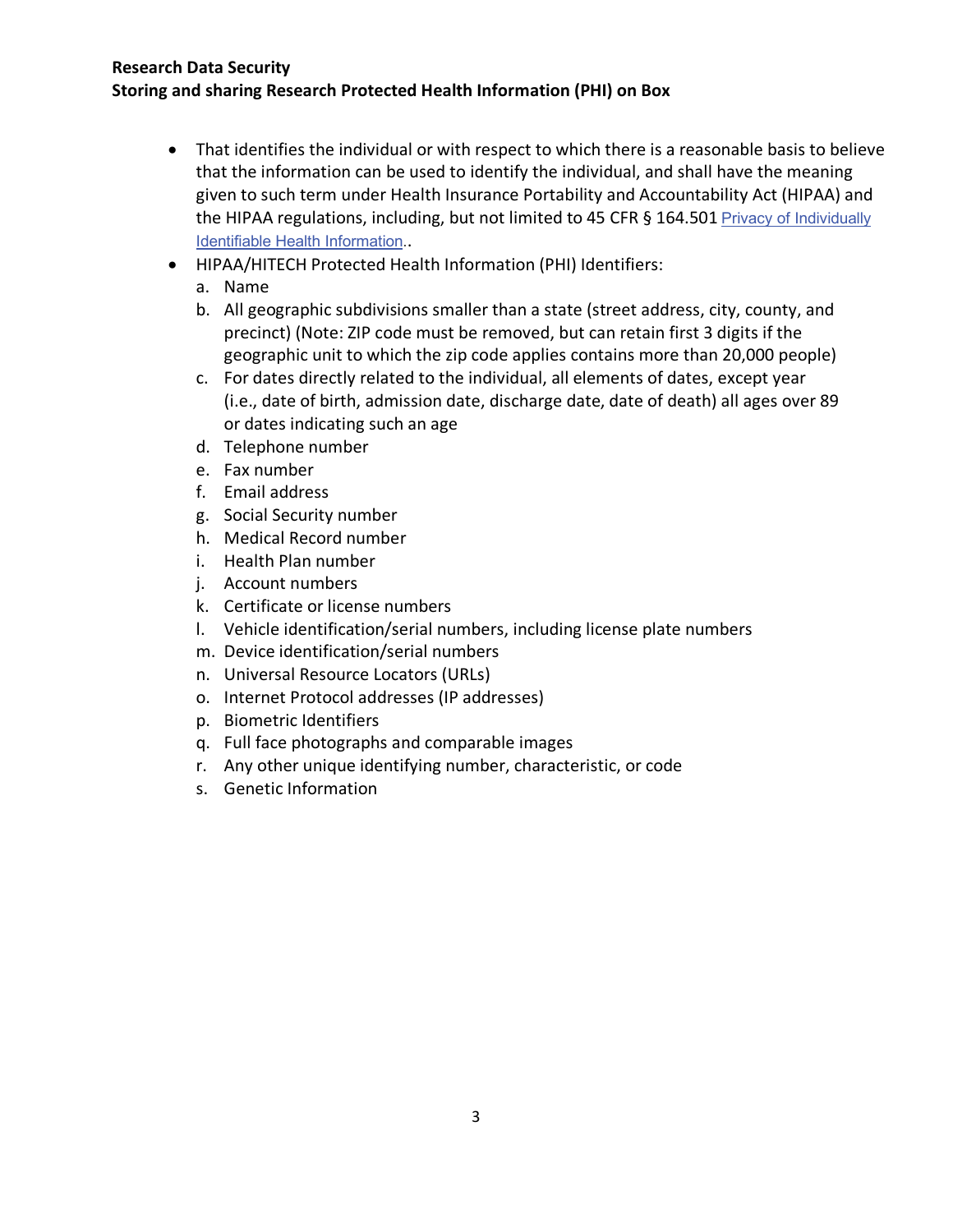- That identifies the individual or with respect to which there is a reasonable basis to believe that the information can be used to identify the individual, and shall have the meaning given to such term under Health Insurance Portability and Accountability Act (HIPAA) and the HIPAA regulations, including, but not limited to 45 CFR § 164.501 Privacy of Individually Identifiable Health Information..
- HIPAA/HITECH Protected Health Information (PHI) Identifiers:
  a. Name
  b. All geographic subdivisions smaller than a state (street address, city, county, and precinct) (Note: ZIP code must be removed, but can retain first 3 digits if the geographic unit to which the zip code applies contains more than 20,000 people)
  c. For dates directly related to the individual, all elements of dates, except year (i.e., date of birth, admission date, discharge date, date of death) all ages over 89 or dates indicating such an age
  d. Telephone number
  e. Fax number
  f. Email address
  g. Social Security number
  h. Medical Record number
  i. Health Plan number
  j. Account numbers
  k. Certificate or license numbers
  l. Vehicle identification/serial numbers, including license plate numbers
  m. Device identification/serial numbers
  n. Universal Resource Locators (URLs)
  o. Internet Protocol addresses (IP addresses)
  p. Biometric Identifiers
  q. Full face photographs and comparable images
  r. Any other unique identifying number, characteristic, or code
  s. Genetic Information